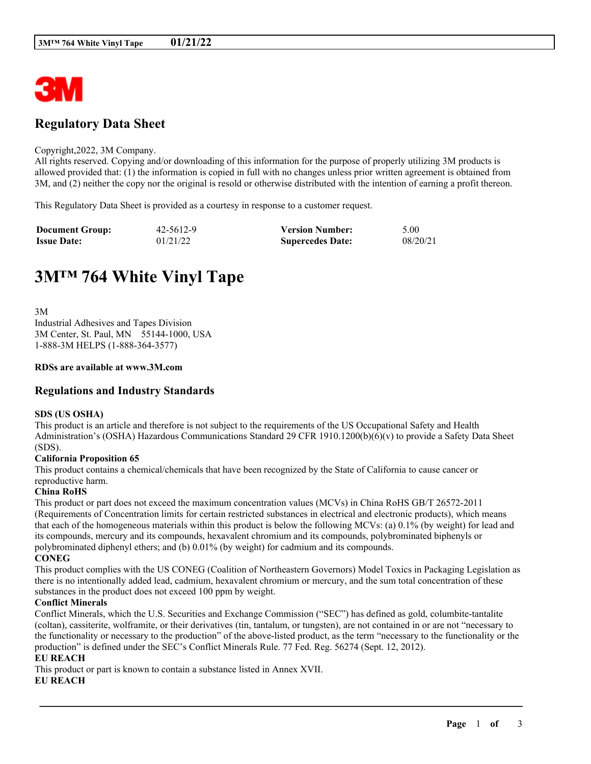# Regulatory Data Sheet

Copyright,2022, 3M Company.
All rights reserved. Copying and/or downloading of this information for the purpose of properly utilizing 3M products is allowed provided that: (1) the information is copied in full with no changes unless prior written agreement is obtained from 3M, and (2) neither the copy nor the original is resold or otherwise distributed with the intention of earning a profit thereon.

This Regulatory Data Sheet is provided as a courtesy in response to a customer request.

| **Document Group:** | 42-5612-9 | **Version Number:** | 5.00 |
|---|---|---|---|
| **Issue Date:** | 01/21/22 | **Supercedes Date:** | 08/20/21 |

# 3M™ 764 White Vinyl Tape

3M
Industrial Adhesives and Tapes Division
3M Center, St. Paul, MN 55144-1000, USA
1-888-3M HELPS (1-888-364-3577)

**RDSs are available at www.3M.com**

## Regulations and Industry Standards

**SDS (US OSHA)**
This product is an article and therefore is not subject to the requirements of the US Occupational Safety and Health Administration's (OSHA) Hazardous Communications Standard 29 CFR 1910.1200(b)(6)(v) to provide a Safety Data Sheet (SDS).

**California Proposition 65**
This product contains a chemical/chemicals that have been recognized by the State of California to cause cancer or reproductive harm.

**China RoHS**
This product or part does not exceed the maximum concentration values (MCVs) in China RoHS GB/T 26572-2011 (Requirements of Concentration limits for certain restricted substances in electrical and electronic products), which means that each of the homogeneous materials within this product is below the following MCVs: (a) 0.1% (by weight) for lead and its compounds, mercury and its compounds, hexavalent chromium and its compounds, polybrominated biphenyls or polybrominated diphenyl ethers; and (b) 0.01% (by weight) for cadmium and its compounds.

**CONEG**
This product complies with the US CONEG (Coalition of Northeastern Governors) Model Toxics in Packaging Legislation as there is no intentionally added lead, cadmium, hexavalent chromium or mercury, and the sum total concentration of these substances in the product does not exceed 100 ppm by weight.

**Conflict Minerals**
Conflict Minerals, which the U.S. Securities and Exchange Commission ("SEC") has defined as gold, columbite-tantalite (coltan), cassiterite, wolframite, or their derivatives (tin, tantalum, or tungsten), are not contained in or are not "necessary to the functionality or necessary to the production" of the above-listed product, as the term "necessary to the functionality or the production" is defined under the SEC's Conflict Minerals Rule. 77 Fed. Reg. 56274 (Sept. 12, 2012).

**EU REACH**
This product or part is known to contain a substance listed in Annex XVII.

**EU REACH**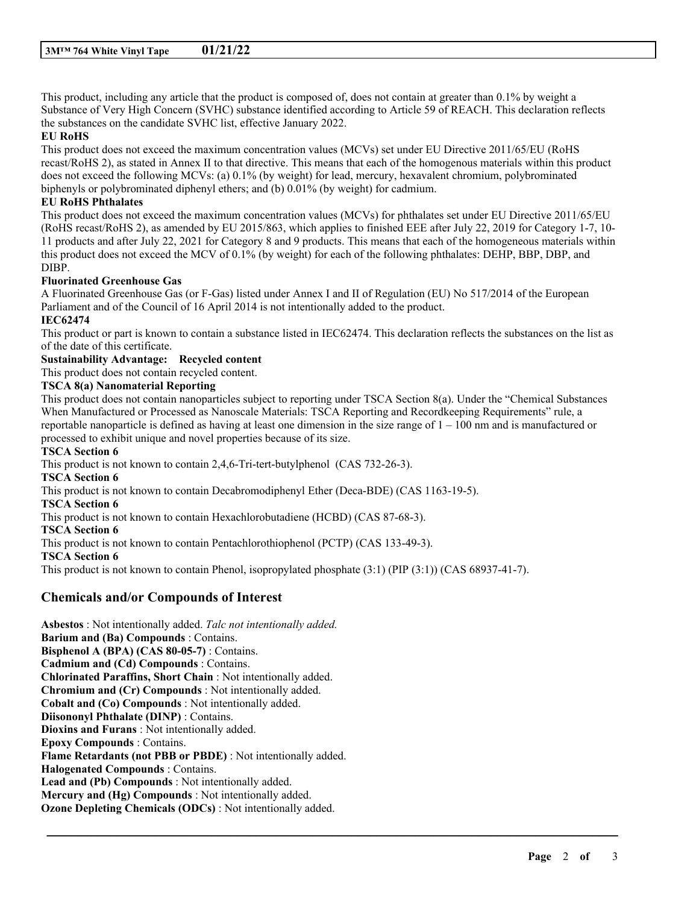This product, including any article that the product is composed of, does not contain at greater than 0.1% by weight a Substance of Very High Concern (SVHC) substance identified according to Article 59 of REACH. This declaration reflects the substances on the candidate SVHC list, effective January 2022.

**EU RoHS**

This product does not exceed the maximum concentration values (MCVs) set under EU Directive 2011/65/EU (RoHS recast/RoHS 2), as stated in Annex II to that directive. This means that each of the homogenous materials within this product does not exceed the following MCVs: (a) 0.1% (by weight) for lead, mercury, hexavalent chromium, polybrominated biphenyls or polybrominated diphenyl ethers; and (b) 0.01% (by weight) for cadmium.

**EU RoHS Phthalates**

This product does not exceed the maximum concentration values (MCVs) for phthalates set under EU Directive 2011/65/EU (RoHS recast/RoHS 2), as amended by EU 2015/863, which applies to finished EEE after July 22, 2019 for Category 1-7, 10-11 products and after July 22, 2021 for Category 8 and 9 products. This means that each of the homogeneous materials within this product does not exceed the MCV of 0.1% (by weight) for each of the following phthalates: DEHP, BBP, DBP, and DIBP.

**Fluorinated Greenhouse Gas**

A Fluorinated Greenhouse Gas (or F-Gas) listed under Annex I and II of Regulation (EU) No 517/2014 of the European Parliament and of the Council of 16 April 2014 is not intentionally added to the product.

**IEC62474**

This product or part is known to contain a substance listed in IEC62474. This declaration reflects the substances on the list as of the date of this certificate.

**Sustainability Advantage: Recycled content**

This product does not contain recycled content.

**TSCA 8(a) Nanomaterial Reporting**

This product does not contain nanoparticles subject to reporting under TSCA Section 8(a). Under the "Chemical Substances When Manufactured or Processed as Nanoscale Materials: TSCA Reporting and Recordkeeping Requirements" rule, a reportable nanoparticle is defined as having at least one dimension in the size range of 1 – 100 nm and is manufactured or processed to exhibit unique and novel properties because of its size.

**TSCA Section 6**

This product is not known to contain 2,4,6-Tri-tert-butylphenol (CAS 732-26-3).

**TSCA Section 6**

This product is not known to contain Decabromodiphenyl Ether (Deca-BDE) (CAS 1163-19-5).

**TSCA Section 6**

This product is not known to contain Hexachlorobutadiene (HCBD) (CAS 87-68-3).

**TSCA Section 6**

This product is not known to contain Pentachlorothiophenol (PCTP) (CAS 133-49-3).

**TSCA Section 6**

This product is not known to contain Phenol, isopropylated phosphate (3:1) (PIP (3:1)) (CAS 68937-41-7).

## Chemicals and/or Compounds of Interest

**Asbestos** : Not intentionally added. *Talc not intentionally added.*
**Barium and (Ba) Compounds** : Contains.
**Bisphenol A (BPA) (CAS 80-05-7)** : Contains.
**Cadmium and (Cd) Compounds** : Contains.
**Chlorinated Paraffins, Short Chain** : Not intentionally added.
**Chromium and (Cr) Compounds** : Not intentionally added.
**Cobalt and (Co) Compounds** : Not intentionally added.
**Diisononyl Phthalate (DINP)** : Contains.
**Dioxins and Furans** : Not intentionally added.
**Epoxy Compounds** : Contains.
**Flame Retardants (not PBB or PBDE)** : Not intentionally added.
**Halogenated Compounds** : Contains.
**Lead and (Pb) Compounds** : Not intentionally added.
**Mercury and (Hg) Compounds** : Not intentionally added.
**Ozone Depleting Chemicals (ODCs)** : Not intentionally added.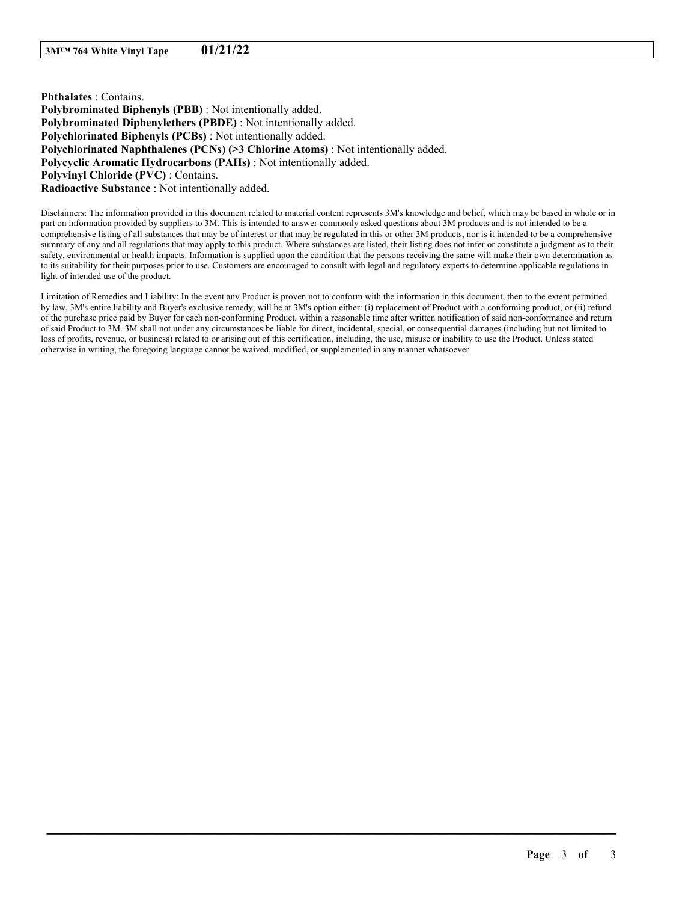**Phthalates** : Contains.
**Polybrominated Biphenyls (PBB)** : Not intentionally added.
**Polybrominated Diphenylethers (PBDE)** : Not intentionally added.
**Polychlorinated Biphenyls (PCBs)** : Not intentionally added.
**Polychlorinated Naphthalenes (PCNs) (>3 Chlorine Atoms)** : Not intentionally added.
**Polycyclic Aromatic Hydrocarbons (PAHs)** : Not intentionally added.
**Polyvinyl Chloride (PVC)** : Contains.
**Radioactive Substance** : Not intentionally added.

Disclaimers: The information provided in this document related to material content represents 3M's knowledge and belief, which may be based in whole or in part on information provided by suppliers to 3M. This is intended to answer commonly asked questions about 3M products and is not intended to be a comprehensive listing of all substances that may be of interest or that may be regulated in this or other 3M products, nor is it intended to be a comprehensive summary of any and all regulations that may apply to this product. Where substances are listed, their listing does not infer or constitute a judgment as to their safety, environmental or health impacts. Information is supplied upon the condition that the persons receiving the same will make their own determination as to its suitability for their purposes prior to use. Customers are encouraged to consult with legal and regulatory experts to determine applicable regulations in light of intended use of the product.

Limitation of Remedies and Liability: In the event any Product is proven not to conform with the information in this document, then to the extent permitted by law, 3M's entire liability and Buyer's exclusive remedy, will be at 3M's option either: (i) replacement of Product with a conforming product, or (ii) refund of the purchase price paid by Buyer for each non-conforming Product, within a reasonable time after written notification of said non-conformance and return of said Product to 3M. 3M shall not under any circumstances be liable for direct, incidental, special, or consequential damages (including but not limited to loss of profits, revenue, or business) related to or arising out of this certification, including, the use, misuse or inability to use the Product. Unless stated otherwise in writing, the foregoing language cannot be waived, modified, or supplemented in any manner whatsoever.